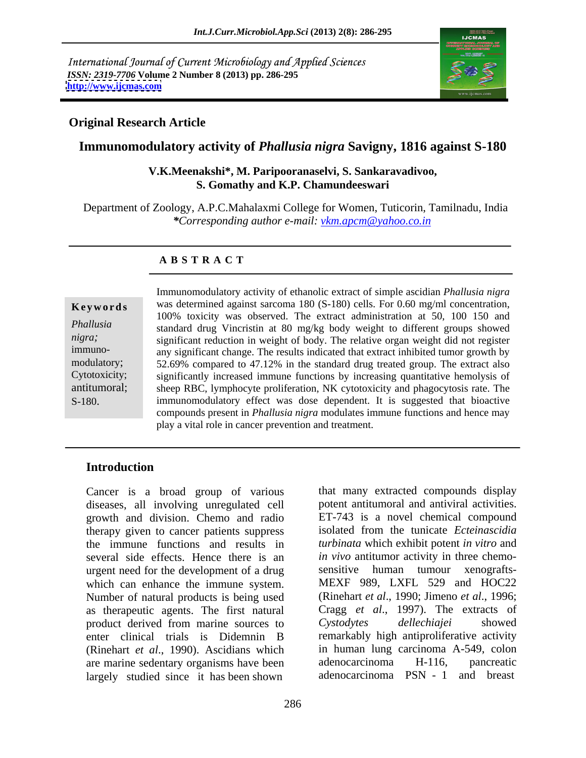International Journal of Current Microbiology and Applied Sciences
*ISSN: 2319-7706* **Volume 2 Number 8 (2013) pp. 286-295**
**http://www.ijcmas.com**

**Original Research Article**

# Immunomodulatory activity of *Phallusia nigra* Savigny, 1816 against S-180

**V.K.Meenakshi\*, M. Paripooranaselvi, S. Sankaravadivoo, S. Gomathy and K.P. Chamundeeswari**

Department of Zoology, A.P.C.Mahalaxmi College for Women, Tuticorin, Tamilnadu, India
*\*Corresponding author e-mail: vkm.apcm@yahoo.co.in*

## ABSTRACT

**Keywords**

*Phallusia nigra;* immuno-modulatory; Cytotoxicity; antitumoral; S-180.

Immunomodulatory activity of ethanolic extract of simple ascidian *Phallusia nigra* was determined against sarcoma 180 (S-180) cells. For 0.60 mg/ml concentration, 100% toxicity was observed. The extract administration at 50, 100 150 and standard drug Vincristin at 80 mg/kg body weight to different groups showed significant reduction in weight of body. The relative organ weight did not register any significant change. The results indicated that extract inhibited tumor growth by 52.69% compared to 47.12% in the standard drug treated group. The extract also significantly increased immune functions by increasing quantitative hemolysis of sheep RBC, lymphocyte proliferation, NK cytotoxicity and phagocytosis rate. The immunomodulatory effect was dose dependent. It is suggested that bioactive compounds present in *Phallusia nigra* modulates immune functions and hence may play a vital role in cancer prevention and treatment.

## Introduction

Cancer is a broad group of various diseases, all involving unregulated cell growth and division. Chemo and radio therapy given to cancer patients suppress the immune functions and results in several side effects. Hence there is an urgent need for the development of a drug which can enhance the immune system. Number of natural products is being used as therapeutic agents. The first natural product derived from marine sources to enter clinical trials is Didemnin B (Rinehart *et al*., 1990). Ascidians which are marine sedentary organisms have been largely studied since it has been shown that many extracted compounds display potent antitumoral and antiviral activities. ET-743 is a novel chemical compound isolated from the tunicate *Ecteinascidia turbinata* which exhibit potent *in vitro* and *in vivo* antitumor activity in three chemo-sensitive human tumour xenografts-MEXF 989, LXFL 529 and HOC22 (Rinehart *et al*., 1990; Jimeno *et al*., 1996; Cragg *et al*., 1997). The extracts of *Cystodytes dellechiajei* showed remarkably high antiproliferative activity in human lung carcinoma A-549, colon adenocarcinoma H-116, pancreatic adenocarcinoma PSN - 1 and breast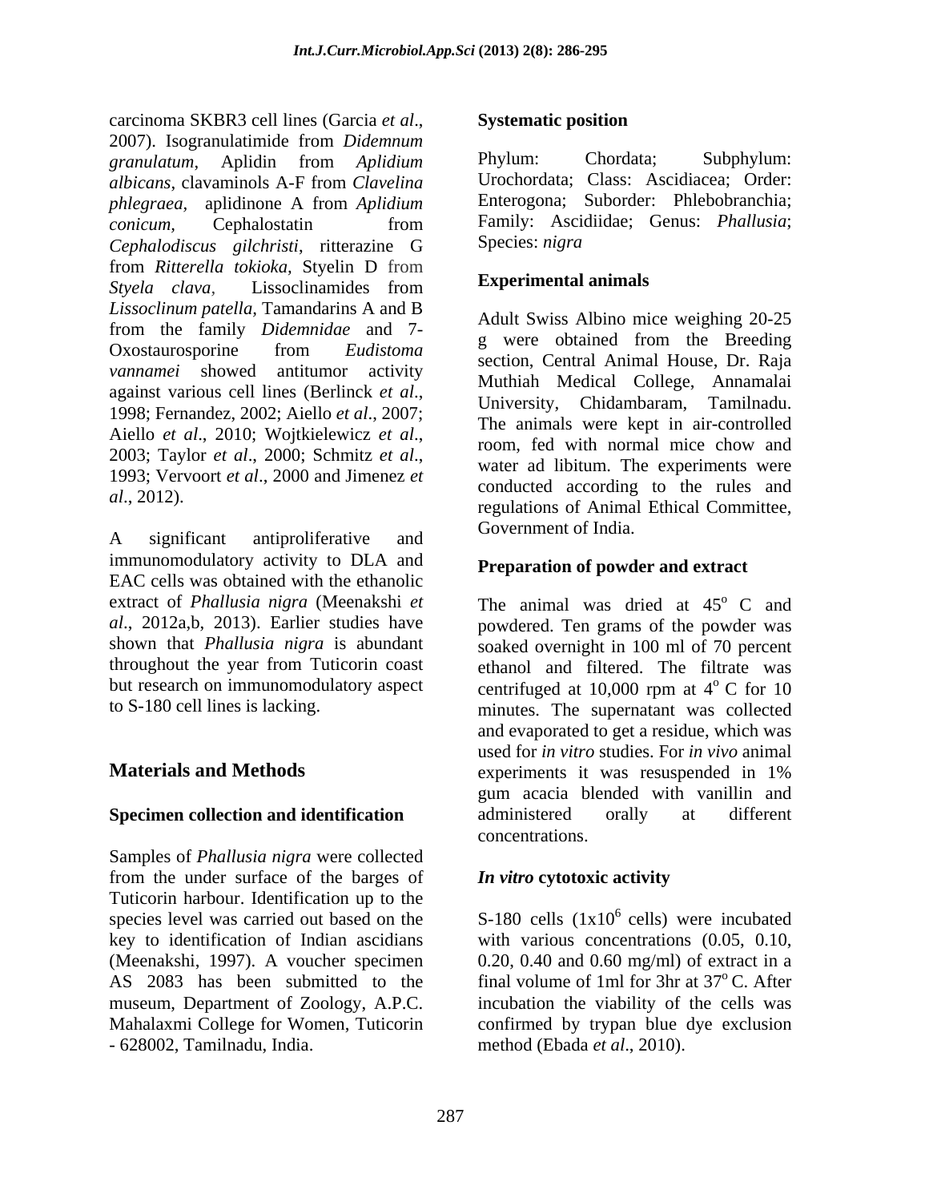carcinoma SKBR3 cell lines (Garcia *et al*., 2007). Isogranulatimide from *Didemnum granulatum*, Aplidin from *Aplidium albicans*, clavaminols A-F from *Clavelina phlegraea*, aplidinone A from *Aplidium conicum*, Cephalostatin from *Cephalodiscus gilchristi*, ritterazine G from *Ritterella tokioka*, Styelin D from *Styela clava*, Lissoclinamides from *Lissoclinum patella*, Tamandarins A and B from the family *Didemnidae* and 7-Oxostaurosporine from *Eudistoma vannamei* showed antitumor activity against various cell lines (Berlinck *et al*., 1998; Fernandez, 2002; Aiello *et al*., 2007; Aiello *et al*., 2010; Wojtkielewicz *et al*., 2003; Taylor *et al*., 2000; Schmitz *et al*., 1993; Vervoort *et al*., 2000 and Jimenez *et al*., 2012).

A significant antiproliferative and immunomodulatory activity to DLA and EAC cells was obtained with the ethanolic extract of *Phallusia nigra* (Meenakshi *et al*., 2012a,b, 2013). Earlier studies have shown that *Phallusia nigra* is abundant throughout the year from Tuticorin coast but research on immunomodulatory aspect to S-180 cell lines is lacking.

## Materials and Methods

### Specimen collection and identification

Samples of *Phallusia nigra* were collected from the under surface of the barges of Tuticorin harbour. Identification up to the species level was carried out based on the key to identification of Indian ascidians (Meenakshi, 1997). A voucher specimen AS 2083 has been submitted to the museum, Department of Zoology, A.P.C. Mahalaxmi College for Women, Tuticorin - 628002, Tamilnadu, India.

### Systematic position

Phylum: Chordata; Subphylum: Urochordata; Class: Ascidiacea; Order: Enterogona; Suborder: Phlebobranchia; Family: Ascidiidae; Genus: *Phallusia*; Species: *nigra*

### Experimental animals

Adult Swiss Albino mice weighing 20-25 g were obtained from the Breeding section, Central Animal House, Dr. Raja Muthiah Medical College, Annamalai University, Chidambaram, Tamilnadu. The animals were kept in air-controlled room, fed with normal mice chow and water ad libitum. The experiments were conducted according to the rules and regulations of Animal Ethical Committee, Government of India.

### Preparation of powder and extract

The animal was dried at $45^{o}$ C and powdered. Ten grams of the powder was soaked overnight in 100 ml of 70 percent ethanol and filtered. The filtrate was centrifuged at 10,000 rpm at $4^{o}$ C for 10 minutes. The supernatant was collected and evaporated to get a residue, which was used for *in vitro* studies. For *in vivo* animal experiments it was resuspended in 1% gum acacia blended with vanillin and administered orally at different concentrations.

### *In vitro* cytotoxic activity

S-180 cells ($1x10^{6}$ cells) were incubated with various concentrations (0.05, 0.10, 0.20, 0.40 and 0.60 mg/ml) of extract in a final volume of 1ml for 3hr at $37^{o}$ C. After incubation the viability of the cells was confirmed by trypan blue dye exclusion method (Ebada *et al*., 2010).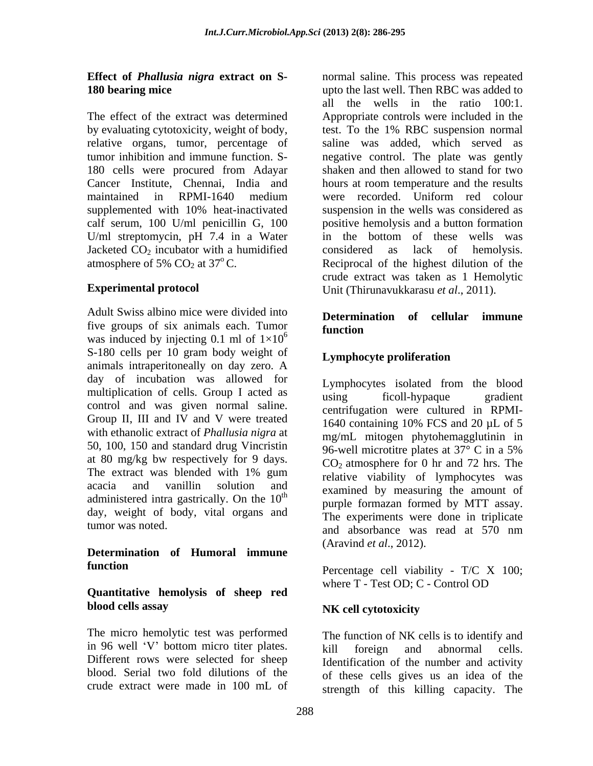**Effect of *Phallusia nigra* extract on S-180 bearing mice**

The effect of the extract was determined by evaluating cytotoxicity, weight of body, relative organs, tumor, percentage of tumor inhibition and immune function. S-180 cells were procured from Adayar Cancer Institute, Chennai, India and maintained in RPMI-1640 medium supplemented with 10% heat-inactivated calf serum, 100 U/ml penicillin G, 100 U/ml streptomycin, pH 7.4 in a Water Jacketed $CO_2$ incubator with a humidified atmosphere of 5% $CO_2$ at $37^o$C.

**Experimental protocol**

Adult Swiss albino mice were divided into five groups of six animals each. Tumor was induced by injecting 0.1 ml of $1\times10^6$ S-180 cells per 10 gram body weight of animals intraperitoneally on day zero. A day of incubation was allowed for multiplication of cells. Group I acted as control and was given normal saline. Group II, III and IV and V were treated with ethanolic extract of *Phallusia nigra* at 50, 100, 150 and standard drug Vincristin at 80 mg/kg bw respectively for 9 days. The extract was blended with 1% gum acacia and vanillin solution and administered intra gastrically. On the $10^{th}$ day, weight of body, vital organs and tumor was noted.

**Determination of Humoral immune function**

**Quantitative hemolysis of sheep red blood cells assay**

The micro hemolytic test was performed in 96 well 'V' bottom micro titer plates. Different rows were selected for sheep blood. Serial two fold dilutions of the crude extract were made in 100 mL of normal saline. This process was repeated upto the last well. Then RBC was added to all the wells in the ratio 100:1. Appropriate controls were included in the test. To the 1% RBC suspension normal saline was added, which served as negative control. The plate was gently shaken and then allowed to stand for two hours at room temperature and the results were recorded. Uniform red colour suspension in the wells was considered as positive hemolysis and a button formation in the bottom of these wells was considered as lack of hemolysis. Reciprocal of the highest dilution of the crude extract was taken as 1 Hemolytic Unit (Thirunavukkarasu *et al*., 2011).

**Determination of cellular immune function**

**Lymphocyte proliferation**

Lymphocytes isolated from the blood using ficoll-hypaque gradient centrifugation were cultured in RPMI-1640 containing 10% FCS and 20 µL of 5 mg/mL mitogen phytohemagglutinin in 96-well microtitre plates at 37° C in a 5% $CO_2$ atmosphere for 0 hr and 72 hrs. The relative viability of lymphocytes was examined by measuring the amount of purple formazan formed by MTT assay. The experiments were done in triplicate and absorbance was read at 570 nm (Aravind *et al*., 2012).

Percentage cell viability - T/C X 100; where T - Test OD; C - Control OD

**NK cell cytotoxicity**

The function of NK cells is to identify and kill foreign and abnormal cells. Identification of the number and activity of these cells gives us an idea of the strength of this killing capacity. The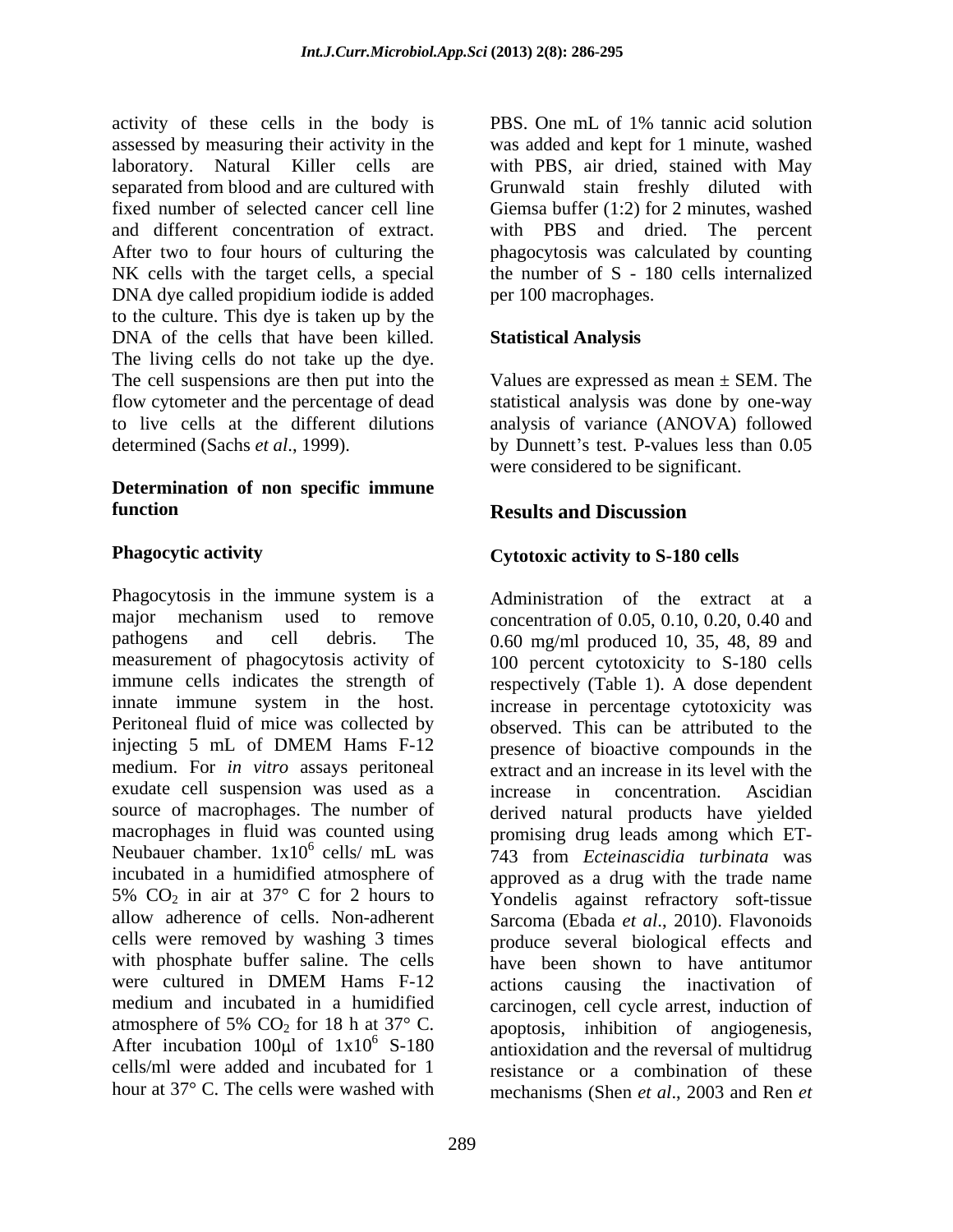activity of these cells in the body is assessed by measuring their activity in the laboratory. Natural Killer cells are separated from blood and are cultured with fixed number of selected cancer cell line and different concentration of extract. After two to four hours of culturing the NK cells with the target cells, a special DNA dye called propidium iodide is added to the culture. This dye is taken up by the DNA of the cells that have been killed. The living cells do not take up the dye. The cell suspensions are then put into the flow cytometer and the percentage of dead to live cells at the different dilutions determined (Sachs *et al*., 1999).

**Determination of non specific immune function**

**Phagocytic activity**

Phagocytosis in the immune system is a major mechanism used to remove pathogens and cell debris. The measurement of phagocytosis activity of immune cells indicates the strength of innate immune system in the host. Peritoneal fluid of mice was collected by injecting 5 mL of DMEM Hams F-12 medium. For *in vitro* assays peritoneal exudate cell suspension was used as a source of macrophages. The number of macrophages in fluid was counted using Neubauer chamber. $1 \times 10^6$ cells/ mL was incubated in a humidified atmosphere of 5% $CO_2$ in air at 37° C for 2 hours to allow adherence of cells. Non-adherent cells were removed by washing 3 times with phosphate buffer saline. The cells were cultured in DMEM Hams F-12 medium and incubated in a humidified atmosphere of 5% $CO_2$ for 18 h at 37° C. After incubation 100μl of $1 \times 10^6$ S-180 cells/ml were added and incubated for 1 hour at 37° C. The cells were washed with PBS. One mL of 1% tannic acid solution was added and kept for 1 minute, washed with PBS, air dried, stained with May Grunwald stain freshly diluted with Giemsa buffer (1:2) for 2 minutes, washed with PBS and dried. The percent phagocytosis was calculated by counting the number of S - 180 cells internalized per 100 macrophages.

**Statistical Analysis**

Values are expressed as mean ± SEM. The statistical analysis was done by one-way analysis of variance (ANOVA) followed by Dunnett's test. P-values less than 0.05 were considered to be significant.

## Results and Discussion

**Cytotoxic activity to S-180 cells**

Administration of the extract at a concentration of 0.05, 0.10, 0.20, 0.40 and 0.60 mg/ml produced 10, 35, 48, 89 and 100 percent cytotoxicity to S-180 cells respectively (Table 1). A dose dependent increase in percentage cytotoxicity was observed. This can be attributed to the presence of bioactive compounds in the extract and an increase in its level with the increase in concentration. Ascidian derived natural products have yielded promising drug leads among which ET-743 from *Ecteinascidia turbinata* was approved as a drug with the trade name Yondelis against refractory soft-tissue Sarcoma (Ebada *et al*., 2010). Flavonoids produce several biological effects and have been shown to have antitumor actions causing the inactivation of carcinogen, cell cycle arrest, induction of apoptosis, inhibition of angiogenesis, antioxidation and the reversal of multidrug resistance or a combination of these mechanisms (Shen *et al*., 2003 and Ren *et*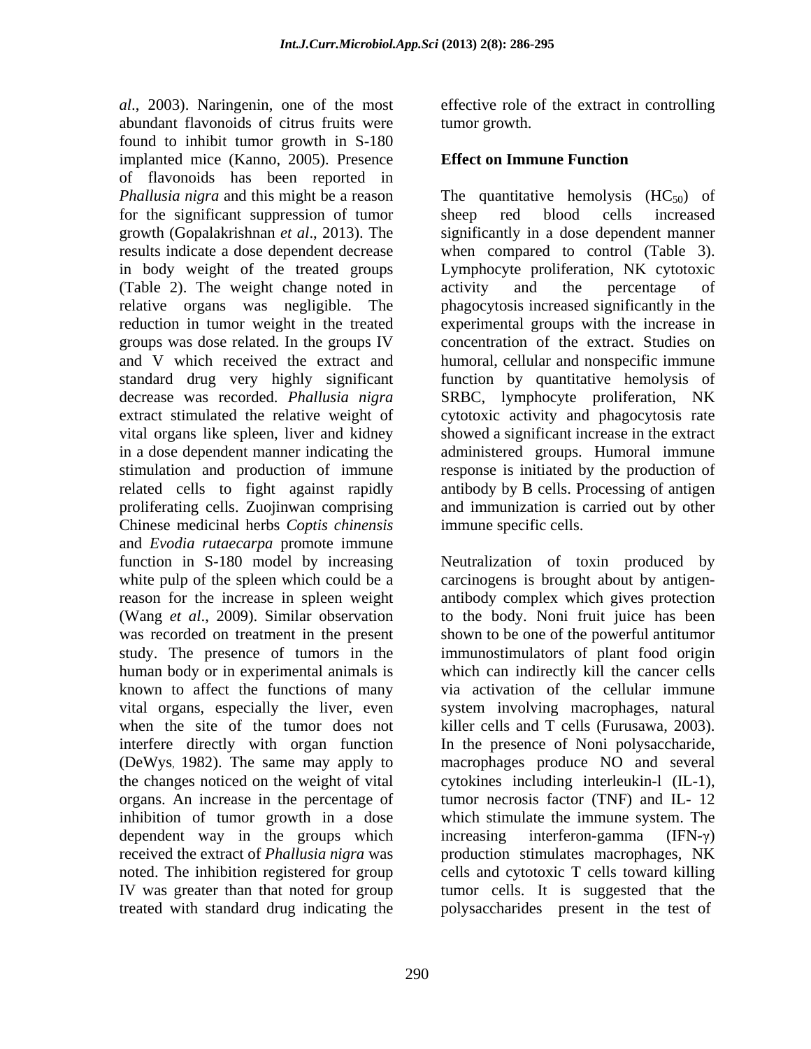*al*., 2003). Naringenin, one of the most abundant flavonoids of citrus fruits were found to inhibit tumor growth in S-180 implanted mice (Kanno, 2005). Presence of flavonoids has been reported in *Phallusia nigra* and this might be a reason for the significant suppression of tumor growth (Gopalakrishnan *et al*., 2013). The results indicate a dose dependent decrease in body weight of the treated groups (Table 2). The weight change noted in relative organs was negligible. The reduction in tumor weight in the treated groups was dose related. In the groups IV and V which received the extract and standard drug very highly significant decrease was recorded. *Phallusia nigra* extract stimulated the relative weight of vital organs like spleen, liver and kidney in a dose dependent manner indicating the stimulation and production of immune related cells to fight against rapidly proliferating cells. Zuojinwan comprising Chinese medicinal herbs *Coptis chinensis* and *Evodia rutaecarpa* promote immune function in S-180 model by increasing white pulp of the spleen which could be a reason for the increase in spleen weight (Wang *et al*., 2009). Similar observation was recorded on treatment in the present study. The presence of tumors in the human body or in experimental animals is known to affect the functions of many vital organs, especially the liver, even when the site of the tumor does not interfere directly with organ function (DeWys, 1982). The same may apply to the changes noticed on the weight of vital organs. An increase in the percentage of inhibition of tumor growth in a dose dependent way in the groups which received the extract of *Phallusia nigra* was noted. The inhibition registered for group IV was greater than that noted for group treated with standard drug indicating the effective role of the extract in controlling tumor growth.

## Effect on Immune Function

The quantitative hemolysis ($HC_{50}$) of sheep red blood cells increased significantly in a dose dependent manner when compared to control (Table 3). Lymphocyte proliferation, NK cytotoxic activity and the percentage of phagocytosis increased significantly in the experimental groups with the increase in concentration of the extract. Studies on humoral, cellular and nonspecific immune function by quantitative hemolysis of SRBC, lymphocyte proliferation, NK cytotoxic activity and phagocytosis rate showed a significant increase in the extract administered groups. Humoral immune response is initiated by the production of antibody by B cells. Processing of antigen and immunization is carried out by other immune specific cells.

Neutralization of toxin produced by carcinogens is brought about by antigen-antibody complex which gives protection to the body. Noni fruit juice has been shown to be one of the powerful antitumor immunostimulators of plant food origin which can indirectly kill the cancer cells via activation of the cellular immune system involving macrophages, natural killer cells and T cells (Furusawa, 2003). In the presence of Noni polysaccharide, macrophages produce NO and several cytokines including interleukin-l (IL-1), tumor necrosis factor (TNF) and IL- 12 which stimulate the immune system. The increasing interferon-gamma (IFN-$\gamma$) production stimulates macrophages, NK cells and cytotoxic T cells toward killing tumor cells. It is suggested that the polysaccharides present in the test of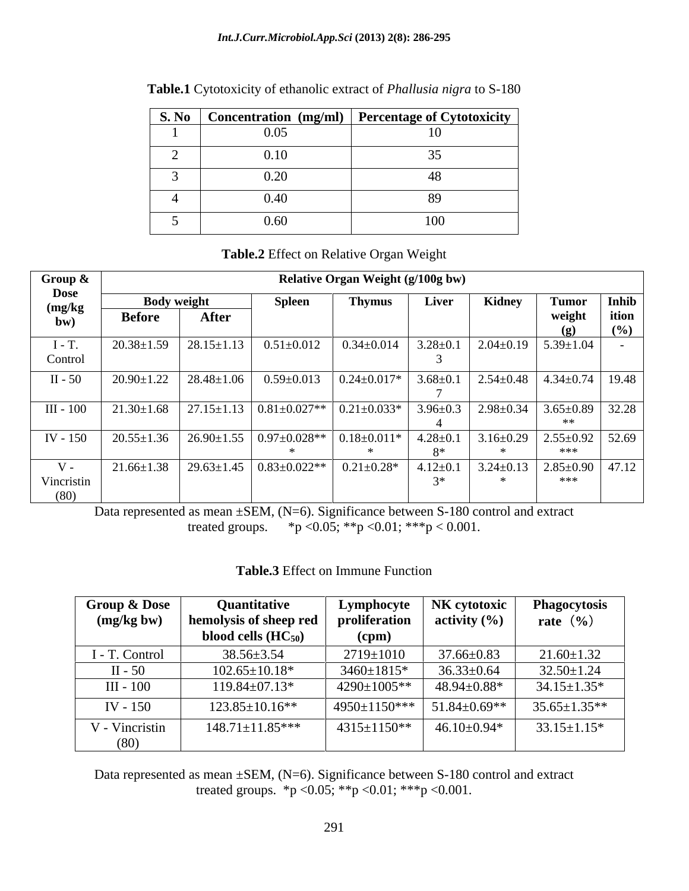**Table.1** Cytotoxicity of ethanolic extract of *Phallusia nigra* to S-180

| S. No | Concentration (mg/ml) | Percentage of Cytotoxicity |
|---|---|---|
| 1 | 0.05 | 10 |
| 2 | 0.10 | 35 |
| 3 | 0.20 | 48 |
| 4 | 0.40 | 89 |
| 5 | 0.60 | 100 |

**Table.2** Effect on Relative Organ Weight

| Group & Dose (mg/kg bw) | Relative Organ Weight (g/100g bw) | | | | | | | |
|---|---|---|---|---|---|---|---|---|
| | Body weight | | Spleen | Thymus | Liver | Kidney | Tumor weight (g) | Inhibition (%) |
| | Before | After | | | | | | |
| I - T. Control | 20.38±1.59 | 28.15±1.13 | 0.51±0.012 | 0.34±0.014 | 3.28±0.13 | 2.04±0.19 | 5.39±1.04 | - |
| II - 50 | 20.90±1.22 | 28.48±1.06 | 0.59±0.013 | 0.24±0.017* | 3.68±0.17 | 2.54±0.48 | 4.34±0.74 | 19.48 |
| III - 100 | 21.30±1.68 | 27.15±1.13 | 0.81±0.027** | 0.21±0.033* | 3.96±0.34 | 2.98±0.34 | 3.65±0.89** | 32.28 |
| IV - 150 | 20.55±1.36 | 26.90±1.55 | 0.97±0.028*** | 0.18±0.011** | 4.28±0.18* | 3.16±0.29* | 2.55±0.92*** | 52.69 |
| V - Vincristin (80) | 21.66±1.38 | 29.63±1.45 | 0.83±0.022** | 0.21±0.28* | 4.12±0.13* | 3.24±0.13* | 2.85±0.90*** | 47.12 |

Data represented as mean ±SEM, (N=6). Significance between S-180 control and extract treated groups. *$p < 0.05$; **$p < 0.01$; ***$p < 0.001$.

**Table.3** Effect on Immune Function

| Group & Dose (mg/kg bw) | Quantitative hemolysis of sheep red blood cells ($HC_{50}$) | Lymphocyte proliferation (cpm) | NK cytotoxic activity (%) | Phagocytosis rate（%） |
|---|---|---|---|---|
| I - T. Control | 38.56±3.54 | 2719±1010 | 37.66±0.83 | 21.60±1.32 |
| II - 50 | 102.65±10.18* | 3460±1815* | 36.33±0.64 | 32.50±1.24 |
| III - 100 | 119.84±07.13* | 4290±1005** | 48.94±0.88* | 34.15±1.35* |
| IV - 150 | 123.85±10.16** | 4950±1150*** | 51.84±0.69** | 35.65±1.35** |
| V - Vincristin (80) | 148.71±11.85*** | 4315±1150** | 46.10±0.94* | 33.15±1.15* |

Data represented as mean ±SEM, (N=6). Significance between S-180 control and extract treated groups. *$p < 0.05$; **$p < 0.01$; ***$p < 0.001$.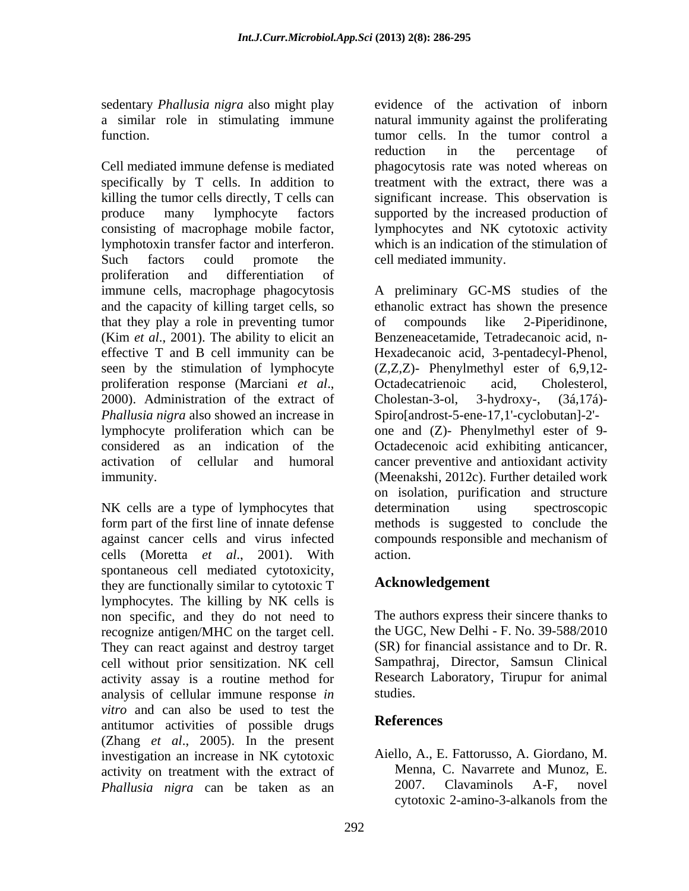sedentary *Phallusia nigra* also might play a similar role in stimulating immune function.

Cell mediated immune defense is mediated specifically by T cells. In addition to killing the tumor cells directly, T cells can produce many lymphocyte factors consisting of macrophage mobile factor, lymphotoxin transfer factor and interferon. Such factors could promote the proliferation and differentiation of immune cells, macrophage phagocytosis and the capacity of killing target cells, so that they play a role in preventing tumor (Kim *et al*., 2001). The ability to elicit an effective T and B cell immunity can be seen by the stimulation of lymphocyte proliferation response (Marciani *et al*., 2000). Administration of the extract of *Phallusia nigra* also showed an increase in lymphocyte proliferation which can be considered as an indication of the activation of cellular and humoral immunity.

NK cells are a type of lymphocytes that form part of the first line of innate defense against cancer cells and virus infected cells (Moretta *et al*., 2001). With spontaneous cell mediated cytotoxicity, they are functionally similar to cytotoxic T lymphocytes. The killing by NK cells is non specific, and they do not need to recognize antigen/MHC on the target cell. They can react against and destroy target cell without prior sensitization. NK cell activity assay is a routine method for analysis of cellular immune response *in vitro* and can also be used to test the antitumor activities of possible drugs (Zhang *et al*., 2005). In the present investigation an increase in NK cytotoxic activity on treatment with the extract of *Phallusia nigra* can be taken as an evidence of the activation of inborn natural immunity against the proliferating tumor cells. In the tumor control a reduction in the percentage of phagocytosis rate was noted whereas on treatment with the extract, there was a significant increase. This observation is supported by the increased production of lymphocytes and NK cytotoxic activity which is an indication of the stimulation of cell mediated immunity.

A preliminary GC-MS studies of the ethanolic extract has shown the presence of compounds like 2-Piperidinone, Benzeneacetamide, Tetradecanoic acid, n-Hexadecanoic acid, 3-pentadecyl-Phenol, (Z,Z,Z)- Phenylmethyl ester of 6,9,12-Octadecatrienoic acid, Cholesterol, Cholestan-3-ol, 3-hydroxy-, (3á,17á)-Spiro[androst-5-ene-17,1'-cyclobutan]-2'-one and (Z)- Phenylmethyl ester of 9-Octadecenoic acid exhibiting anticancer, cancer preventive and antioxidant activity (Meenakshi, 2012c). Further detailed work on isolation, purification and structure determination using spectroscopic methods is suggested to conclude the compounds responsible and mechanism of action.

## Acknowledgement

The authors express their sincere thanks to the UGC, New Delhi - F. No. 39-588/2010 (SR) for financial assistance and to Dr. R. Sampathraj, Director, Samsun Clinical Research Laboratory, Tirupur for animal studies.

## References

Aiello, A., E. Fattorusso, A. Giordano, M. Menna, C. Navarrete and Munoz, E. 2007. Clavaminols A-F, novel cytotoxic 2-amino-3-alkanols from the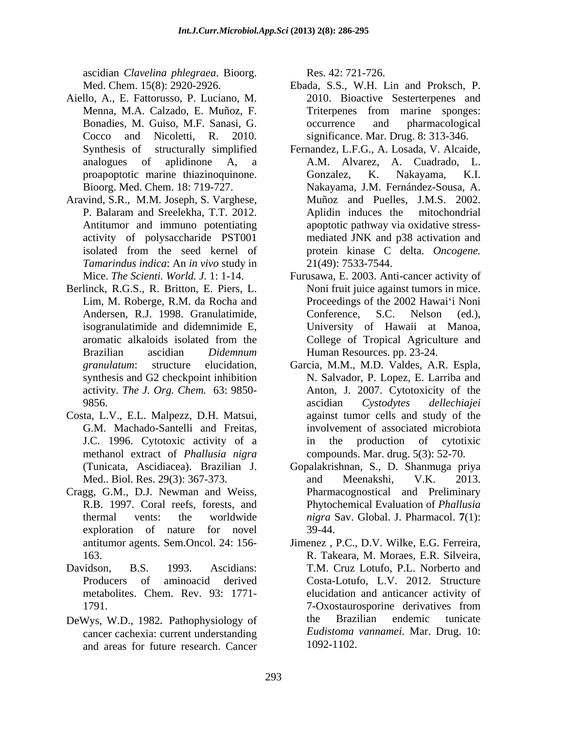ascidian *Clavelina phlegraea*. Bioorg. Med. Chem. 15(8): 2920-2926.

Aiello, A., E. Fattorusso, P. Luciano, M. Menna, M.A. Calzado, E. Muñoz, F. Bonadies, M. Guiso, M.F. Sanasi, G. Cocco and Nicoletti, R. 2010. Synthesis of structurally simplified analogues of aplidinone A, a proapoptotic marine thiazinoquinone. Bioorg. Med. Chem. 18: 719-727.

Aravind, S.R., M.M. Joseph, S. Varghese, P. Balaram and Sreelekha, T.T. 2012. Antitumor and immuno potentiating activity of polysaccharide PST001 isolated from the seed kernel of *Tamarindus indica*: An *in vivo* study in Mice. *The Scienti. World. J.* 1: 1-14.

Berlinck, R.G.S., R. Britton, E. Piers, L. Lim, M. Roberge, R.M. da Rocha and Andersen, R.J. 1998. Granulatimide, isogranulatimide and didemnimide E, aromatic alkaloids isolated from the Brazilian ascidian *Didemnum granulatum*: structure elucidation, synthesis and G2 checkpoint inhibition activity. *The J. Org. Chem.* 63: 9850-9856.

Costa, L.V., E.L. Malpezz, D.H. Matsui, G.M. Machado-Santelli and Freitas, J.C. 1996. Cytotoxic activity of a methanol extract of *Phallusia nigra* (Tunicata, Ascidiacea). Brazilian J. Med.. Biol. Res. 29(3): 367-373.

Cragg, G.M., D.J. Newman and Weiss, R.B. 1997. Coral reefs, forests, and thermal vents: the worldwide exploration of nature for novel antitumor agents. Sem.Oncol. 24: 156-163.

Davidson, B.S. 1993. Ascidians: Producers of aminoacid derived metabolites. Chem. Rev. 93: 1771-1791.

DeWys, W.D., 1982. Pathophysiology of cancer cachexia: current understanding and areas for future research. Cancer Res. 42: 721-726.

Ebada, S.S., W.H. Lin and Proksch, P. 2010. Bioactive Sesterterpenes and Triterpenes from marine sponges: occurrence and pharmacological significance. Mar. Drug. 8: 313-346.

Fernandez, L.F.G., A. Losada, V. Alcaide, A.M. Alvarez, A. Cuadrado, L. Gonzalez, K. Nakayama, K.I. Nakayama, J.M. Fernández-Sousa, A. Muñoz and Puelles, J.M.S. 2002. Aplidin induces the mitochondrial apoptotic pathway via oxidative stress-mediated JNK and p38 activation and protein kinase C delta. *Oncogene.* 21(49): 7533-7544.

Furusawa, E. 2003. Anti-cancer activity of Noni fruit juice against tumors in mice. Proceedings of the 2002 Hawai‘i Noni Conference, S.C. Nelson (ed.), University of Hawaii at Manoa, College of Tropical Agriculture and Human Resources. pp. 23-24.

Garcia, M.M., M.D. Valdes, A.R. Espla, N. Salvador, P. Lopez, E. Larriba and Anton, J. 2007. Cytotoxicity of the ascidian *Cystodytes dellechiajei* against tumor cells and study of the involvement of associated microbiota in the production of cytotixic compounds. Mar. drug. 5(3): 52-70.

Gopalakrishnan, S., D. Shanmuga priya and Meenakshi, V.K. 2013. Pharmacognostical and Preliminary Phytochemical Evaluation of *Phallusia nigra* Sav. Global. J. Pharmacol. **7**(1): 39-44.

Jimenez , P.C., D.V. Wilke, E.G. Ferreira, R. Takeara, M. Moraes, E.R. Silveira, T.M. Cruz Lotufo, P.L. Norberto and Costa-Lotufo, L.V. 2012. Structure elucidation and anticancer activity of 7-Oxostaurosporine derivatives from the Brazilian endemic tunicate *Eudistoma vannamei*. Mar. Drug. 10: 1092-1102.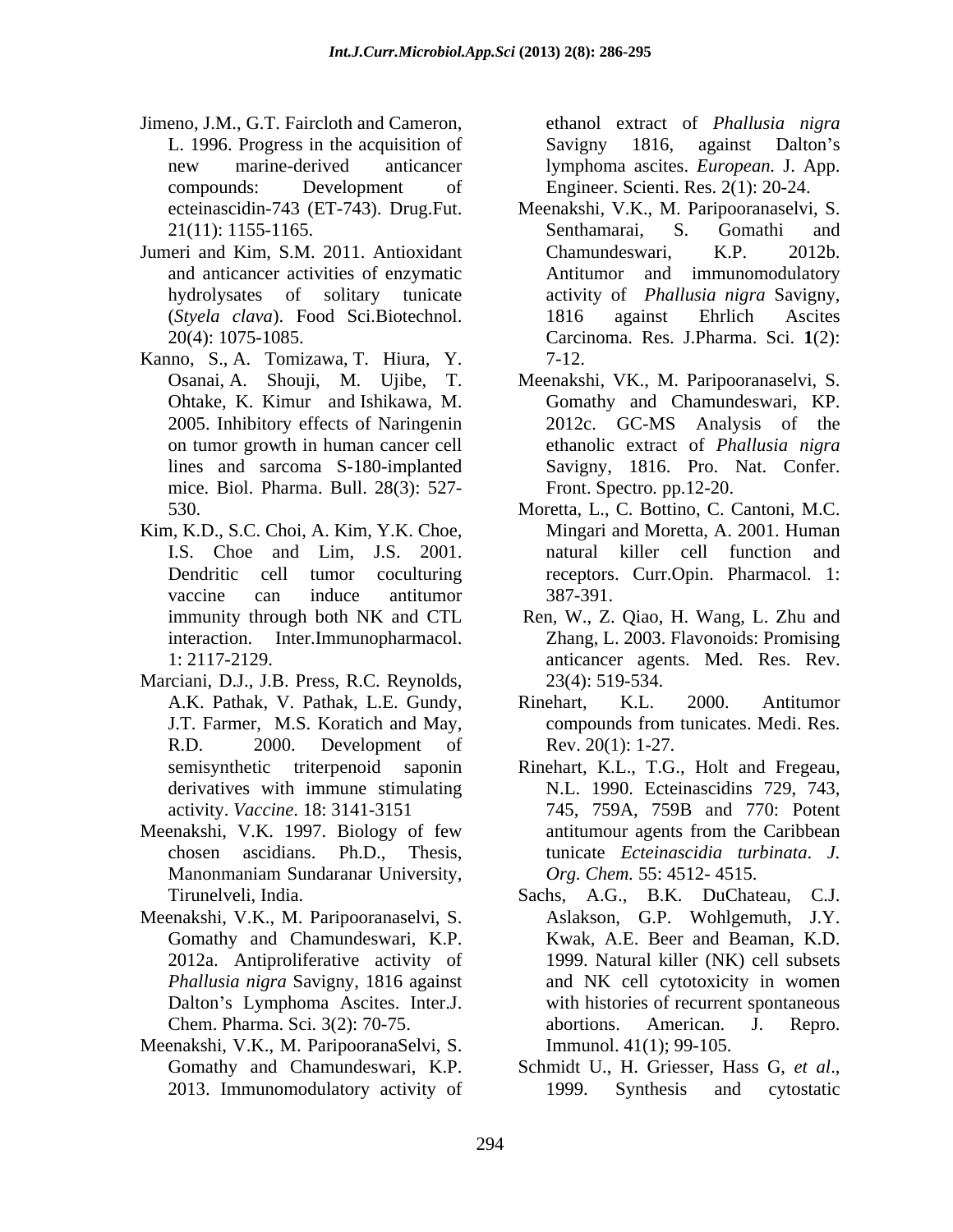Jimeno, J.M., G.T. Faircloth and Cameron, L. 1996. Progress in the acquisition of new marine-derived anticancer compounds: Development of ecteinascidin-743 (ET-743). Drug.Fut. 21(11): 1155-1165.

Jumeri and Kim, S.M. 2011. Antioxidant and anticancer activities of enzymatic hydrolysates of solitary tunicate (*Styela clava*). Food Sci.Biotechnol. 20(4): 1075-1085.

Kanno, S., A. Tomizawa, T. Hiura, Y. Osanai, A. Shouji, M. Ujibe, T. Ohtake, K. Kimur and Ishikawa, M. 2005. Inhibitory effects of Naringenin on tumor growth in human cancer cell lines and sarcoma S-180-implanted mice. Biol. Pharma. Bull. 28(3): 527-530.

Kim, K.D., S.C. Choi, A. Kim, Y.K. Choe, I.S. Choe and Lim, J.S. 2001. Dendritic cell tumor coculturing vaccine can induce antitumor immunity through both NK and CTL interaction. Inter.Immunopharmacol. 1: 2117-2129.

Marciani, D.J., J.B. Press, R.C. Reynolds, A.K. Pathak, V. Pathak, L.E. Gundy, J.T. Farmer, M.S. Koratich and May, R.D. 2000. Development of semisynthetic triterpenoid saponin derivatives with immune stimulating activity. *Vaccine*. 18: 3141-3151

Meenakshi, V.K. 1997. Biology of few chosen ascidians. Ph.D., Thesis, Manonmaniam Sundaranar University, Tirunelveli, India.

Meenakshi, V.K., M. Paripooranaselvi, S. Gomathy and Chamundeswari, K.P. 2012a. Antiproliferative activity of *Phallusia nigra* Savigny, 1816 against Dalton's Lymphoma Ascites. Inter.J. Chem. Pharma. Sci. 3(2): 70-75.

Meenakshi, V.K., M. ParipooranaSelvi, S. Gomathy and Chamundeswari, K.P. 2013. Immunomodulatory activity of ethanol extract of *Phallusia nigra* Savigny 1816, against Dalton's lymphoma ascites. *European.* J. App. Engineer. Scienti. Res. 2(1): 20-24.

Meenakshi, V.K., M. Paripooranaselvi, S. Senthamarai, S. Gomathi and Chamundeswari, K.P. 2012b. Antitumor and immunomodulatory activity of *Phallusia nigra* Savigny, 1816 against Ehrlich Ascites Carcinoma. Res. J.Pharma. Sci. **1**(2): 7-12.

Meenakshi, VK., M. Paripooranaselvi, S. Gomathy and Chamundeswari, KP. 2012c. GC-MS Analysis of the ethanolic extract of *Phallusia nigra* Savigny, 1816. Pro. Nat. Confer. Front. Spectro. pp.12-20.

Moretta, L., C. Bottino, C. Cantoni, M.C. Mingari and Moretta, A. 2001. Human natural killer cell function and receptors. Curr.Opin. Pharmacol. 1: 387-391.

Ren, W., Z. Qiao, H. Wang, L. Zhu and Zhang, L. 2003. Flavonoids: Promising anticancer agents. Med. Res. Rev. 23(4): 519-534.

Rinehart, K.L. 2000. Antitumor compounds from tunicates. Medi. Res. Rev. 20(1): 1-27.

Rinehart, K.L., T.G., Holt and Fregeau, N.L. 1990. Ecteinascidins 729, 743, 745, 759A, 759B and 770: Potent antitumour agents from the Caribbean tunicate *Ecteinascidia turbinata*. *J. Org. Chem.* 55: 4512- 4515.

Sachs, A.G., B.K. DuChateau, C.J. Aslakson, G.P. Wohlgemuth, J.Y. Kwak, A.E. Beer and Beaman, K.D. 1999. Natural killer (NK) cell subsets and NK cell cytotoxicity in women with histories of recurrent spontaneous abortions. American. J. Repro. Immunol. 41(1); 99-105.

Schmidt U., H. Griesser, Hass G, *et al*., 1999. Synthesis and cytostatic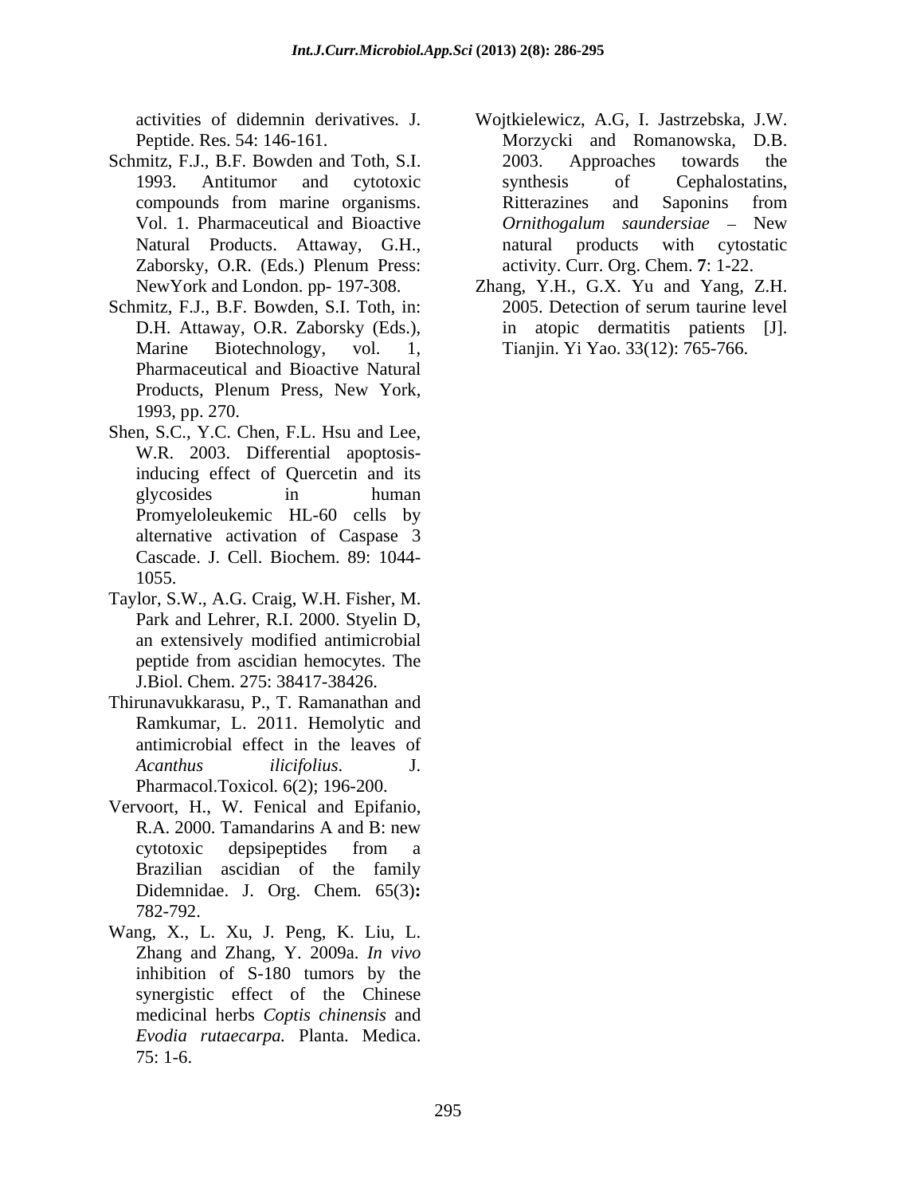activities of didemnin derivatives. J. Peptide. Res. 54: 146-161.

Schmitz, F.J., B.F. Bowden and Toth, S.I. 1993. Antitumor and cytotoxic compounds from marine organisms. Vol. 1. Pharmaceutical and Bioactive Natural Products. Attaway, G.H., Zaborsky, O.R. (Eds.) Plenum Press: NewYork and London. pp- 197-308.

Schmitz, F.J., B.F. Bowden, S.I. Toth, in: D.H. Attaway, O.R. Zaborsky (Eds.), Marine Biotechnology, vol. 1, Pharmaceutical and Bioactive Natural Products, Plenum Press, New York, 1993, pp. 270.

Shen, S.C., Y.C. Chen, F.L. Hsu and Lee, W.R. 2003. Differential apoptosis-inducing effect of Quercetin and its glycosides in human Promyeloleukemic HL-60 cells by alternative activation of Caspase 3 Cascade. J. Cell. Biochem. 89: 1044-1055.

Taylor, S.W., A.G. Craig, W.H. Fisher, M. Park and Lehrer, R.I. 2000. Styelin D, an extensively modified antimicrobial peptide from ascidian hemocytes. The J.Biol. Chem. 275: 38417-38426.

Thirunavukkarasu, P., T. Ramanathan and Ramkumar, L. 2011. Hemolytic and antimicrobial effect in the leaves of *Acanthus ilicifolius*. J. Pharmacol.Toxicol. 6(2); 196-200.

Vervoort, H., W. Fenical and Epifanio, R.A. 2000. Tamandarins A and B: new cytotoxic depsipeptides from a Brazilian ascidian of the family Didemnidae. J. Org. Chem. 65(3)**:** 782-792.

Wang, X., L. Xu, J. Peng, K. Liu, L. Zhang and Zhang, Y. 2009a. *In vivo* inhibition of S-180 tumors by the synergistic effect of the Chinese medicinal herbs *Coptis chinensis* and *Evodia rutaecarpa.* Planta. Medica. 75: 1-6.

Wojtkielewicz, A.G, I. Jastrzebska, J.W. Morzycki and Romanowska, D.B. 2003. Approaches towards the synthesis of Cephalostatins, Ritterazines and Saponins from *Ornithogalum saundersiae* – New natural products with cytostatic activity. Curr. Org. Chem. **7**: 1-22.

Zhang, Y.H., G.X. Yu and Yang, Z.H. 2005. Detection of serum taurine level in atopic dermatitis patients [J]. Tianjin. Yi Yao. 33(12): 765-766.